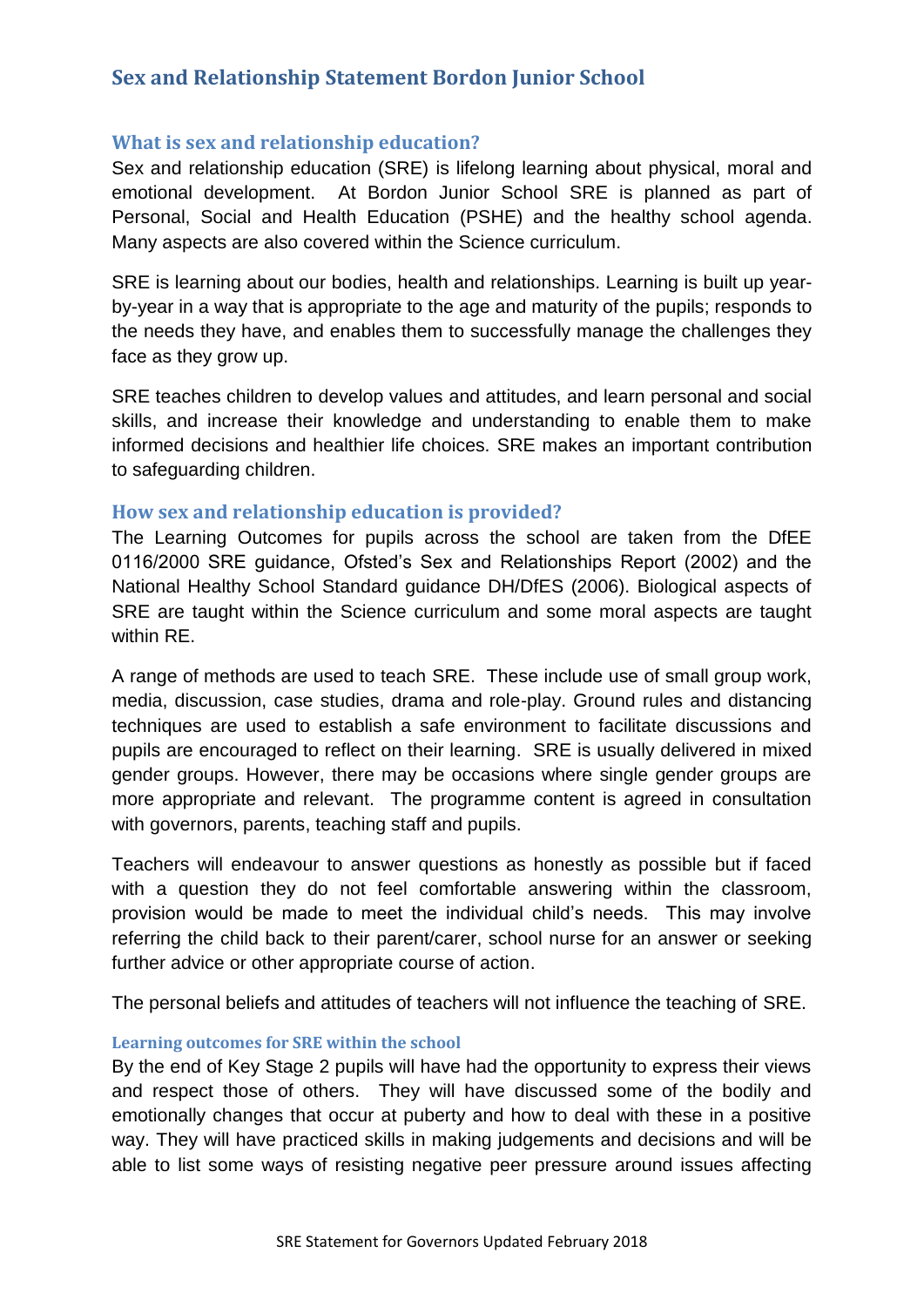## Sex and Relationship Statement Bordon Junior School

### What is sex and relationship education?

Sex and relationship education (SRE) is lifelong learning about physical, moral and emotional development. At Bordon Junior School SRE is planned as part of Personal, Social and Health Education (PSHE) and the healthy school agenda. Many aspects are also covered within the Science curriculum.

SRE is learning about our bodies, health and relationships. Learning is built up year-by-year in a way that is appropriate to the age and maturity of the pupils; responds to the needs they have, and enables them to successfully manage the challenges they face as they grow up.

SRE teaches children to develop values and attitudes, and learn personal and social skills, and increase their knowledge and understanding to enable them to make informed decisions and healthier life choices. SRE makes an important contribution to safeguarding children.

### How sex and relationship education is provided?

The Learning Outcomes for pupils across the school are taken from the DfEE 0116/2000 SRE guidance, Ofsted's Sex and Relationships Report (2002) and the National Healthy School Standard guidance DH/DfES (2006). Biological aspects of SRE are taught within the Science curriculum and some moral aspects are taught within RE.

A range of methods are used to teach SRE. These include use of small group work, media, discussion, case studies, drama and role-play. Ground rules and distancing techniques are used to establish a safe environment to facilitate discussions and pupils are encouraged to reflect on their learning. SRE is usually delivered in mixed gender groups. However, there may be occasions where single gender groups are more appropriate and relevant. The programme content is agreed in consultation with governors, parents, teaching staff and pupils.

Teachers will endeavour to answer questions as honestly as possible but if faced with a question they do not feel comfortable answering within the classroom, provision would be made to meet the individual child's needs. This may involve referring the child back to their parent/carer, school nurse for an answer or seeking further advice or other appropriate course of action.

The personal beliefs and attitudes of teachers will not influence the teaching of SRE.

#### Learning outcomes for SRE within the school

By the end of Key Stage 2 pupils will have had the opportunity to express their views and respect those of others. They will have discussed some of the bodily and emotionally changes that occur at puberty and how to deal with these in a positive way. They will have practiced skills in making judgements and decisions and will be able to list some ways of resisting negative peer pressure around issues affecting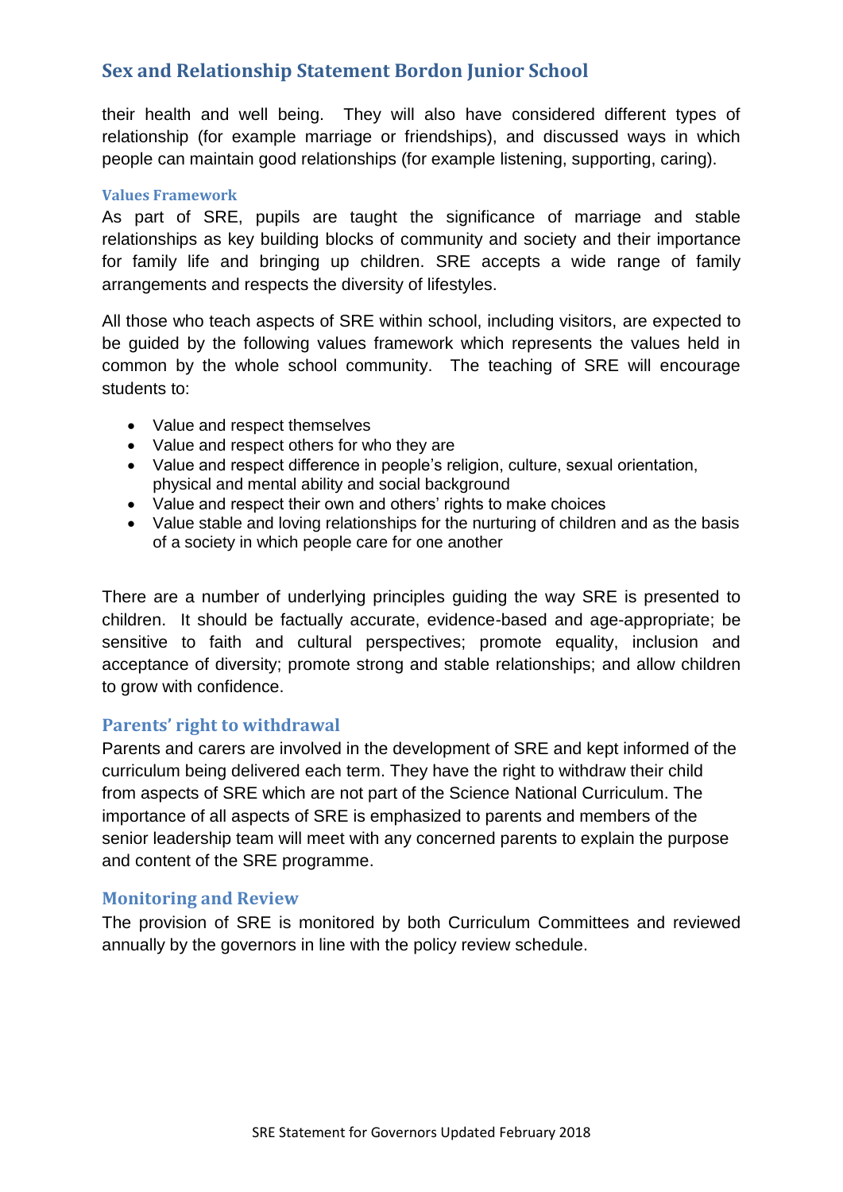their health and well being. They will also have considered different types of relationship (for example marriage or friendships), and discussed ways in which people can maintain good relationships (for example listening, supporting, caring).

#### Values Framework

As part of SRE, pupils are taught the significance of marriage and stable relationships as key building blocks of community and society and their importance for family life and bringing up children. SRE accepts a wide range of family arrangements and respects the diversity of lifestyles.

All those who teach aspects of SRE within school, including visitors, are expected to be guided by the following values framework which represents the values held in common by the whole school community. The teaching of SRE will encourage students to:

- Value and respect themselves
- Value and respect others for who they are
- Value and respect difference in people's religion, culture, sexual orientation, physical and mental ability and social background
- Value and respect their own and others' rights to make choices
- Value stable and loving relationships for the nurturing of children and as the basis of a society in which people care for one another

There are a number of underlying principles guiding the way SRE is presented to children. It should be factually accurate, evidence-based and age-appropriate; be sensitive to faith and cultural perspectives; promote equality, inclusion and acceptance of diversity; promote strong and stable relationships; and allow children to grow with confidence.

## Parents' right to withdrawal

Parents and carers are involved in the development of SRE and kept informed of the curriculum being delivered each term. They have the right to withdraw their child from aspects of SRE which are not part of the Science National Curriculum. The importance of all aspects of SRE is emphasized to parents and members of the senior leadership team will meet with any concerned parents to explain the purpose and content of the SRE programme.

## Monitoring and Review

The provision of SRE is monitored by both Curriculum Committees and reviewed annually by the governors in line with the policy review schedule.